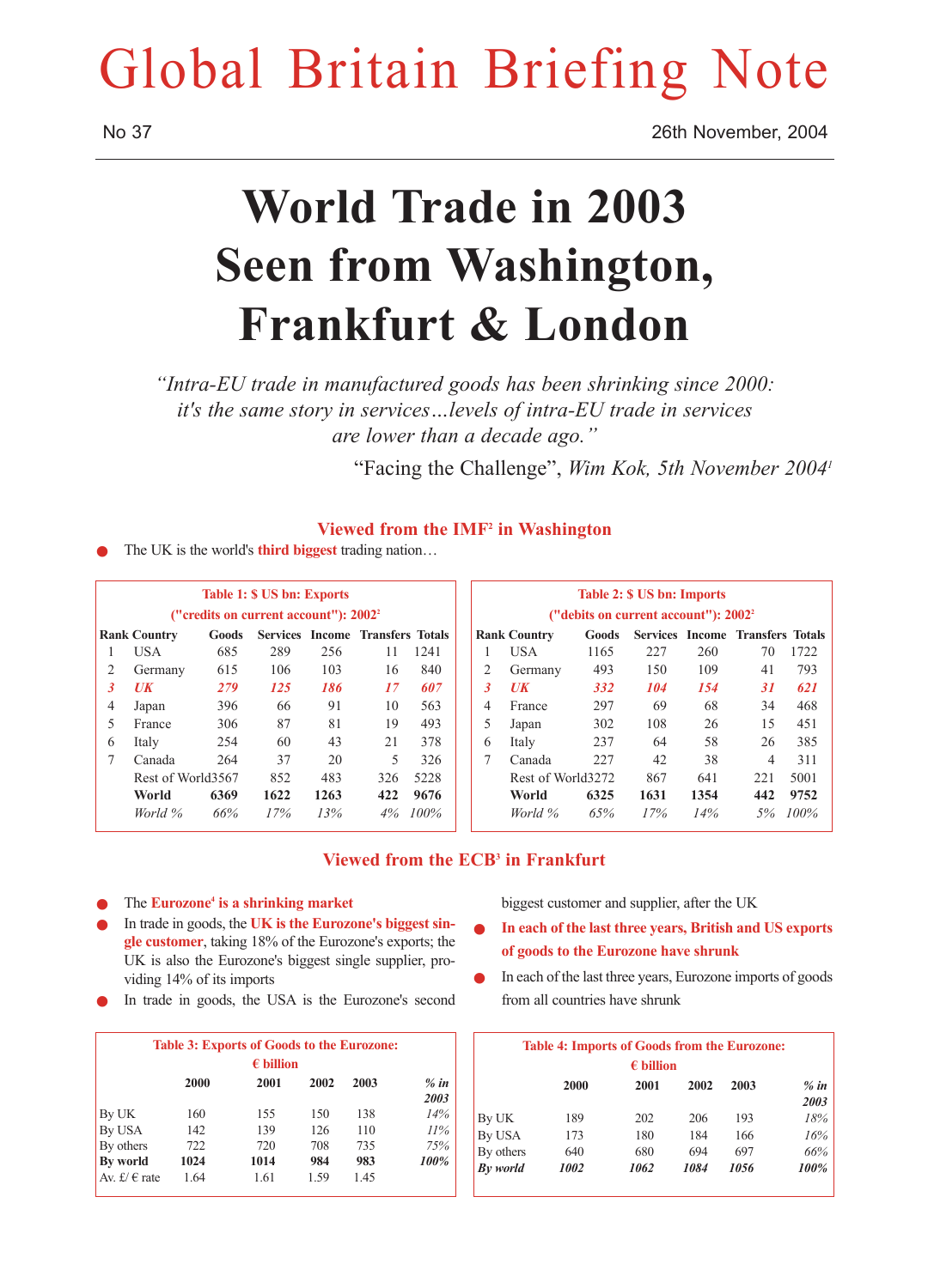# Global Britain Briefing Note

No 37

26th November, 2004

# World Trade in 2003 Seen from Washington, Frankfurt & London

*"Intra-EU trade in manufactured goods has been shrinking since 2000: it's the same story in services…levels of intra-EU trade in services are lower than a decade ago."*

"Facing the Challenge", *Wim Kok, 5th November 2004*[1]

## Viewed from the IMF[2] in Washington

- The UK is the world's **third biggest** trading nation…

**Table 1: $ US bn: Exports ("credits on current account"): 2002**[2]

| Rank | Country | Goods | Services | Income | Transfers | Totals |
|---|---|---|---|---|---|---|
| 1 | USA | 685 | 289 | 256 | 11 | 1241 |
| 2 | Germany | 615 | 106 | 103 | 16 | 840 |
| ***3*** | ***UK*** | ***279*** | ***125*** | ***186*** | ***17*** | ***607*** |
| 4 | Japan | 396 | 66 | 91 | 10 | 563 |
| 5 | France | 306 | 87 | 81 | 19 | 493 |
| 6 | Italy | 254 | 60 | 43 | 21 | 378 |
| 7 | Canada | 264 | 37 | 20 | 5 | 326 |
| | Rest of World | 3567 | 852 | 483 | 326 | 5228 |
| | **World** | **6369** | **1622** | **1263** | **422** | **9676** |
| | *World %* | *66%* | *17%* | *13%* | *4%* | *100%* |

**Table 2: $ US bn: Imports ("debits on current account"): 2002**[2]

| Rank | Country | Goods | Services | Income | Transfers | Totals |
|---|---|---|---|---|---|---|
| 1 | USA | 1165 | 227 | 260 | 70 | 1722 |
| 2 | Germany | 493 | 150 | 109 | 41 | 793 |
| ***3*** | ***UK*** | ***332*** | ***104*** | ***154*** | ***31*** | ***621*** |
| 4 | France | 297 | 69 | 68 | 34 | 468 |
| 5 | Japan | 302 | 108 | 26 | 15 | 451 |
| 6 | Italy | 237 | 64 | 58 | 26 | 385 |
| 7 | Canada | 227 | 42 | 38 | 4 | 311 |
| | Rest of World | 3272 | 867 | 641 | 221 | 5001 |
| | **World** | **6325** | **1631** | **1354** | **442** | **9752** |
| | *World %* | *65%* | *17%* | *14%* | *5%* | *100%* |

## Viewed from the ECB[3] in Frankfurt

- The **Eurozone[4] is a shrinking market**
- In trade in goods, the **UK is the Eurozone's biggest single customer**, taking 18% of the Eurozone's exports; the UK is also the Eurozone's biggest single supplier, providing 14% of its imports
- In trade in goods, the USA is the Eurozone's second biggest customer and supplier, after the UK
- **In each of the last three years, British and US exports of goods to the Eurozone have shrunk**
- In each of the last three years, Eurozone imports of goods from all countries have shrunk

**Table 3: Exports of Goods to the Eurozone: € billion**

| | 2000 | 2001 | 2002 | 2003 | *% in 2003* |
|---|---|---|---|---|---|
| By UK | 160 | 155 | 150 | 138 | *14%* |
| By USA | 142 | 139 | 126 | 110 | *11%* |
| By others | 722 | 720 | 708 | 735 | *75%* |
| **By world** | **1024** | **1014** | **984** | **983** | ***100%*** |
| Av. £/ € rate | 1.64 | 1.61 | 1.59 | 1.45 | |

**Table 4: Imports of Goods from the Eurozone: € billion**

| | 2000 | 2001 | 2002 | 2003 | *% in 2003* |
|---|---|---|---|---|---|
| By UK | 189 | 202 | 206 | 193 | *18%* |
| By USA | 173 | 180 | 184 | 166 | *16%* |
| By others | 640 | 680 | 694 | 697 | *66%* |
| ***By world*** | ***1002*** | ***1062*** | ***1084*** | ***1056*** | ***100%*** |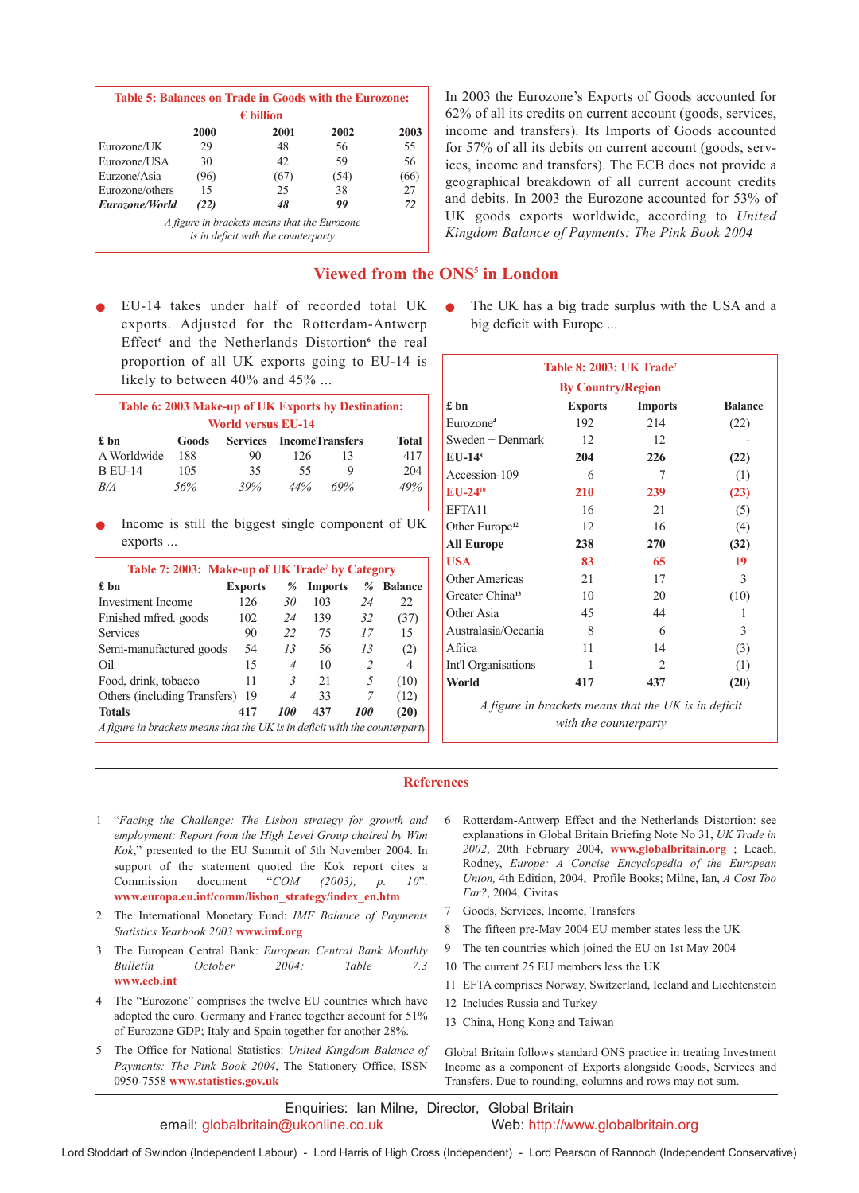**Table 5: Balances on Trade in Goods with the Eurozone: € billion**

| | 2000 | 2001 | 2002 | 2003 |
|---|---|---|---|---|
| Eurozone/UK | 29 | 48 | 56 | 55 |
| Eurozone/USA | 30 | 42 | 59 | 56 |
| Eurzone/Asia | (96) | (67) | (54) | (66) |
| Eurozone/others | 15 | 25 | 38 | 27 |
| ***Eurozone/World*** | ***(22)*** | ***48*** | ***99*** | ***72*** |

*A figure in brackets means that the Eurozone is in deficit with the counterparty*

In 2003 the Eurozone's Exports of Goods accounted for 62% of all its credits on current account (goods, services, income and transfers). Its Imports of Goods accounted for 57% of all its debits on current account (goods, services, income and transfers). The ECB does not provide a geographical breakdown of all current account credits and debits. In 2003 the Eurozone accounted for 53% of UK goods exports worldwide, according to *United Kingdom Balance of Payments: The Pink Book 2004*

## Viewed from the ONS[5] in London

- EU-14 takes under half of recorded total UK exports. Adjusted for the Rotterdam-Antwerp Effect[6] and the Netherlands Distortion[6] the real proportion of all UK exports going to EU-14 is likely to between 40% and 45% ...

**Table 6: 2003 Make-up of UK Exports by Destination: World versus EU-14**

| £ bn | Goods | Services | Income | Transfers | Total |
|---|---|---|---|---|---|
| A Worldwide | 188 | 90 | 126 | 13 | 417 |
| B EU-14 | 105 | 35 | 55 | 9 | 204 |
| *B/A* | *56%* | *39%* | *44%* | *69%* | *49%* |

- Income is still the biggest single component of UK exports ...

**Table 7: 2003: Make-up of UK Trade[7] by Category**

| £ bn | Exports | % | Imports | % | Balance |
|---|---|---|---|---|---|
| Investment Income | 126 | *30* | 103 | *24* | 22 |
| Finished mfred. goods | 102 | *24* | 139 | *32* | (37) |
| Services | 90 | *22* | 75 | *17* | 15 |
| Semi-manufactured goods | 54 | *13* | 56 | *13* | (2) |
| Oil | 15 | *4* | 10 | *2* | 4 |
| Food, drink, tobacco | 11 | *3* | 21 | *5* | (10) |
| Others (including Transfers) | 19 | *4* | 33 | *7* | (12) |
| **Totals** | **417** | ***100*** | **437** | ***100*** | **(20)** |

*A figure in brackets means that the UK is in deficit with the counterparty*

- The UK has a big trade surplus with the USA and a big deficit with Europe ...

**Table 8: 2003: UK Trade[7] By Country/Region**

| £ bn | Exports | Imports | Balance |
|---|---|---|---|
| Eurozone[4] | 192 | 214 | (22) |
| Sweden + Denmark | 12 | 12 | - |
| **EU-14[8]** | **204** | **226** | **(22)** |
| Accession-10[9] | 6 | 7 | (1) |
| **EU-24[10]** | **210** | **239** | **(23)** |
| EFTA11 | 16 | 21 | (5) |
| Other Europe[12] | 12 | 16 | (4) |
| **All Europe** | **238** | **270** | **(32)** |
| **USA** | **83** | **65** | **19** |
| Other Americas | 21 | 17 | 3 |
| Greater China[13] | 10 | 20 | (10) |
| Other Asia | 45 | 44 | 1 |
| Australasia/Oceania | 8 | 6 | 3 |
| Africa | 11 | 14 | (3) |
| Int'l Organisations | 1 | 2 | (1) |
| **World** | **417** | **437** | **(20)** |

*A figure in brackets means that the UK is in deficit with the counterparty*

## References

1. "*Facing the Challenge: The Lisbon strategy for growth and employment: Report from the High Level Group chaired by Wim Kok*," presented to the EU Summit of 5th November 2004. In support of the statement quoted the Kok report cites a Commission document "*COM (2003), p. 10*". **www.europa.eu.int/comm/lisbon_strategy/index_en.htm**
2. The International Monetary Fund: *IMF Balance of Payments Statistics Yearbook 2003* **www.imf.org**
3. The European Central Bank: *European Central Bank Monthly Bulletin October 2004: Table 7.3* **www.ecb.int**
4. The "Eurozone" comprises the twelve EU countries which have adopted the euro. Germany and France together account for 51% of Eurozone GDP; Italy and Spain together for another 28%.
5. The Office for National Statistics: *United Kingdom Balance of Payments: The Pink Book 2004*, The Stationery Office, ISSN 0950-7558 **www.statistics.gov.uk**
6. Rotterdam-Antwerp Effect and the Netherlands Distortion: see explanations in Global Britain Briefing Note No 31, *UK Trade in 2002*, 20th February 2004, **www.globalbritain.org** ; Leach, Rodney, *Europe: A Concise Encyclopedia of the European Union*, 4th Edition, 2004, Profile Books; Milne, Ian, *A Cost Too Far?*, 2004, Civitas
7. Goods, Services, Income, Transfers
8. The fifteen pre-May 2004 EU member states less the UK
9. The ten countries which joined the EU on 1st May 2004
10. The current 25 EU members less the UK
11. EFTA comprises Norway, Switzerland, Iceland and Liechtenstein
12. Includes Russia and Turkey
13. China, Hong Kong and Taiwan

Global Britain follows standard ONS practice in treating Investment Income as a component of Exports alongside Goods, Services and Transfers. Due to rounding, columns and rows may not sum.

Enquiries: Ian Milne, Director, Global Britain

email: globalbritain@ukonline.co.uk Web: http://www.globalbritain.org

Lord Stoddart of Swindon (Independent Labour) - Lord Harris of High Cross (Independent) - Lord Pearson of Rannoch (Independent Conservative)